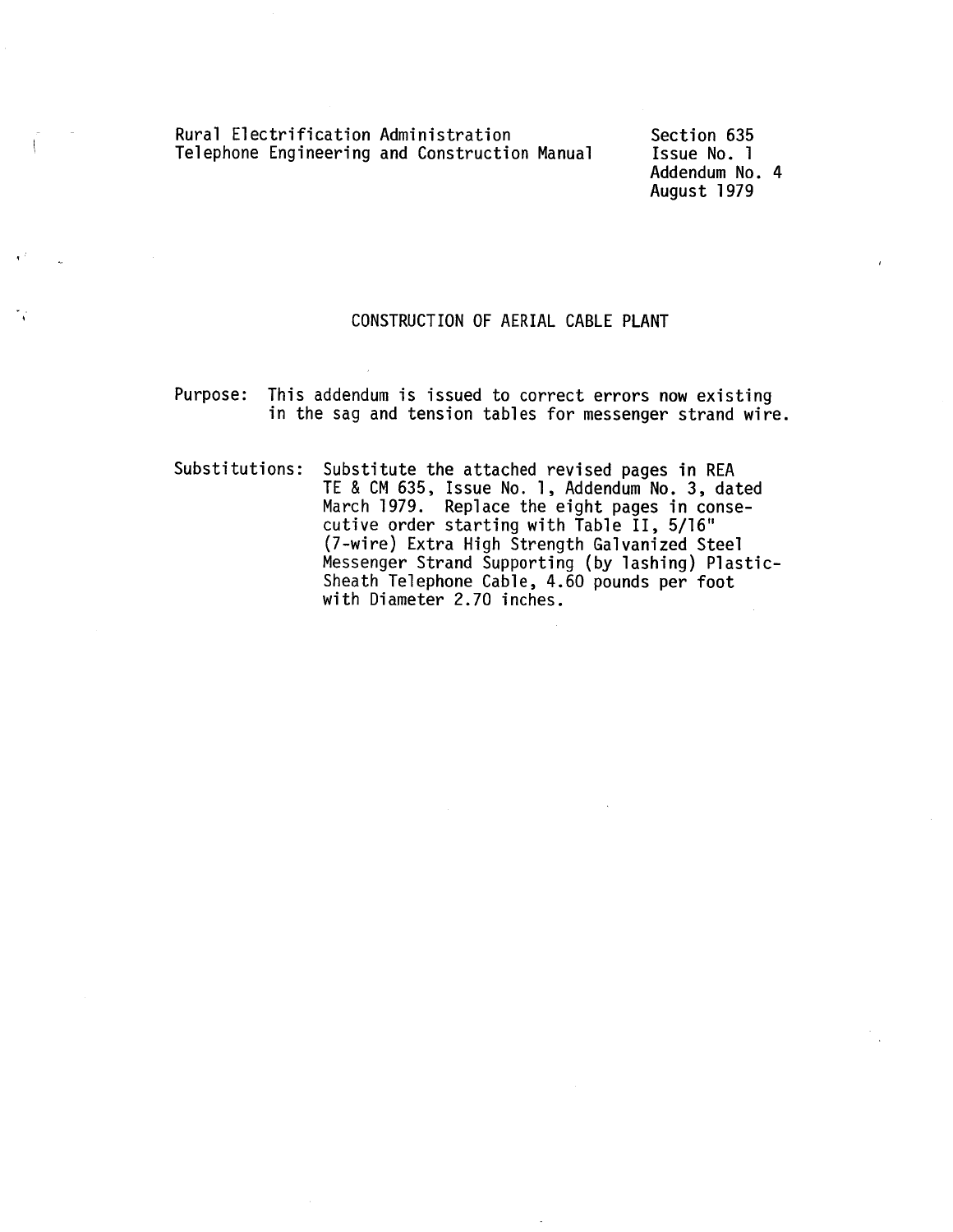Rural Electrification Administration
Telephone Engineering and Construction Manual

Section 635
Issue No. 1
Addendum No. 4
August 1979

# CONSTRUCTION OF AERIAL CABLE PLANT

Purpose: This addendum is issued to correct errors now existing in the sag and tension tables for messenger strand wire.

Substitutions: Substitute the attached revised pages in REA TE & CM 635, Issue No. 1, Addendum No. 3, dated March 1979. Replace the eight pages in consecutive order starting with Table II, 5/16" (7-wire) Extra High Strength Galvanized Steel Messenger Strand Supporting (by lashing) Plastic-Sheath Telephone Cable, 4.60 pounds per foot with Diameter 2.70 inches.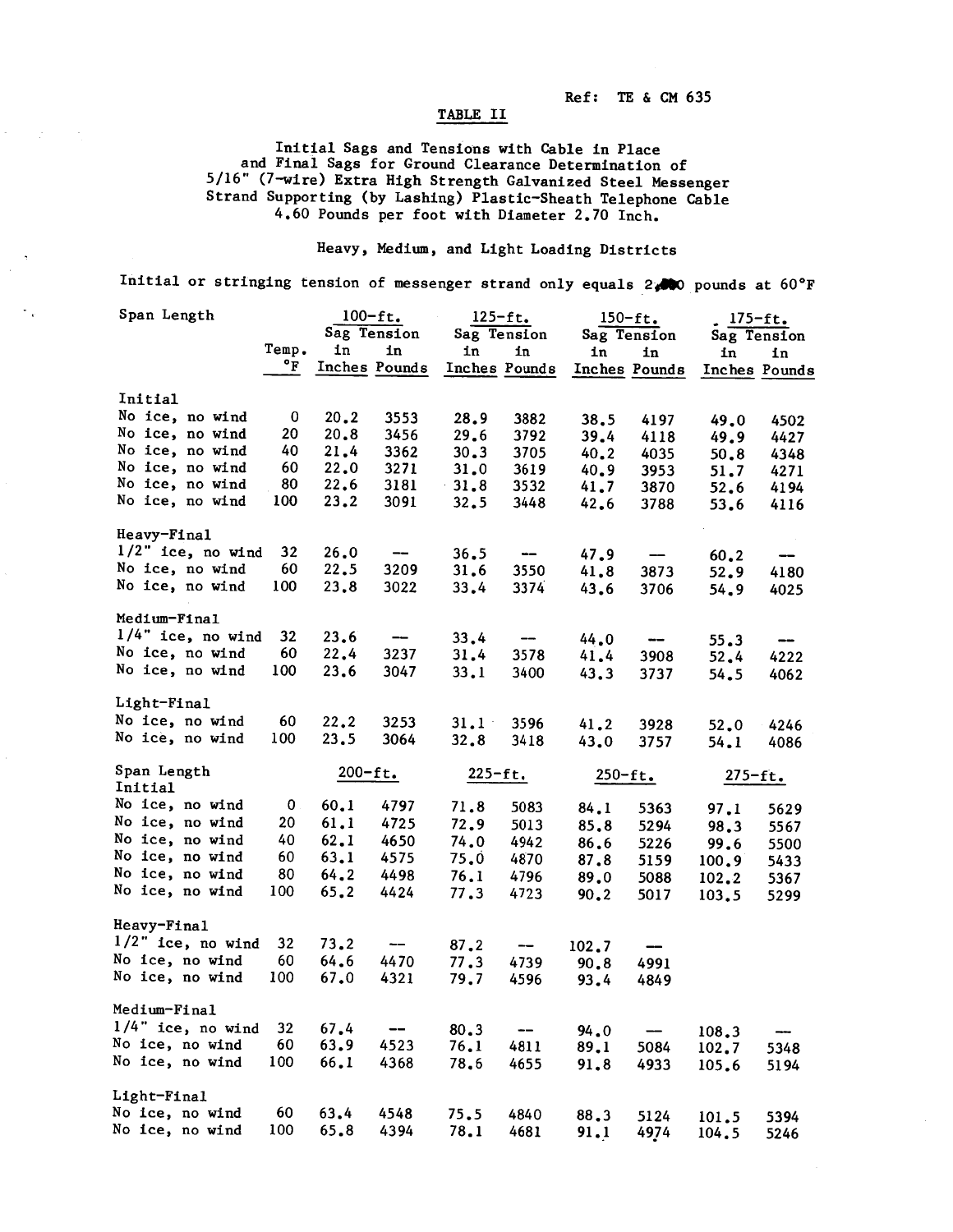Ref: TE & CM 635

## TABLE II

Initial Sags and Tensions with Cable in Place and Final Sags for Ground Clearance Determination of 5/16" (7-wire) Extra High Strength Galvanized Steel Messenger Strand Supporting (by Lashing) Plastic-Sheath Telephone Cable 4.60 Pounds per foot with Diameter 2.70 Inch.

Heavy, Medium, and Light Loading Districts

Initial or stringing tension of messenger strand only equals 2,000 pounds at 60°F

| Span Length | Temp. °F | 100-ft. Sag in Inches | 100-ft. Tension in Pounds | 125-ft. Sag in Inches | 125-ft. Tension in Pounds | 150-ft. Sag in Inches | 150-ft. Tension in Pounds | 175-ft. Sag in Inches | 175-ft. Tension in Pounds |
|---|---|---|---|---|---|---|---|---|---|
| **Initial** | | | | | | | | | |
| No ice, no wind | 0 | 20.2 | 3553 | 28.9 | 3882 | 38.5 | 4197 | 49.0 | 4502 |
| No ice, no wind | 20 | 20.8 | 3456 | 29.6 | 3792 | 39.4 | 4118 | 49.9 | 4427 |
| No ice, no wind | 40 | 21.4 | 3362 | 30.3 | 3705 | 40.2 | 4035 | 50.8 | 4348 |
| No ice, no wind | 60 | 22.0 | 3271 | 31.0 | 3619 | 40.9 | 3953 | 51.7 | 4271 |
| No ice, no wind | 80 | 22.6 | 3181 | 31.8 | 3532 | 41.7 | 3870 | 52.6 | 4194 |
| No ice, no wind | 100 | 23.2 | 3091 | 32.5 | 3448 | 42.6 | 3788 | 53.6 | 4116 |
| **Heavy-Final** | | | | | | | | | |
| 1/2" ice, no wind | 32 | 26.0 | — | 36.5 | — | 47.9 | — | 60.2 | — |
| No ice, no wind | 60 | 22.5 | 3209 | 31.6 | 3550 | 41.8 | 3873 | 52.9 | 4180 |
| No ice, no wind | 100 | 23.8 | 3022 | 33.4 | 3374 | 43.6 | 3706 | 54.9 | 4025 |
| **Medium-Final** | | | | | | | | | |
| 1/4" ice, no wind | 32 | 23.6 | — | 33.4 | — | 44.0 | — | 55.3 | — |
| No ice, no wind | 60 | 22.4 | 3237 | 31.4 | 3578 | 41.4 | 3908 | 52.4 | 4222 |
| No ice, no wind | 100 | 23.6 | 3047 | 33.1 | 3400 | 43.3 | 3737 | 54.5 | 4062 |
| **Light-Final** | | | | | | | | | |
| No ice, no wind | 60 | 22.2 | 3253 | 31.1 | 3596 | 41.2 | 3928 | 52.0 | 4246 |
| No ice, no wind | 100 | 23.5 | 3064 | 32.8 | 3418 | 43.0 | 3757 | 54.1 | 4086 |

| Span Length | Temp. °F | 200-ft. Sag in Inches | 200-ft. Tension in Pounds | 225-ft. Sag in Inches | 225-ft. Tension in Pounds | 250-ft. Sag in Inches | 250-ft. Tension in Pounds | 275-ft. Sag in Inches | 275-ft. Tension in Pounds |
|---|---|---|---|---|---|---|---|---|---|
| **Initial** | | | | | | | | | |
| No ice, no wind | 0 | 60.1 | 4797 | 71.8 | 5083 | 84.1 | 5363 | 97.1 | 5629 |
| No ice, no wind | 20 | 61.1 | 4725 | 72.9 | 5013 | 85.8 | 5294 | 98.3 | 5567 |
| No ice, no wind | 40 | 62.1 | 4650 | 74.0 | 4942 | 86.6 | 5226 | 99.6 | 5500 |
| No ice, no wind | 60 | 63.1 | 4575 | 75.0 | 4870 | 87.8 | 5159 | 100.9 | 5433 |
| No ice, no wind | 80 | 64.2 | 4498 | 76.1 | 4796 | 89.0 | 5088 | 102.2 | 5367 |
| No ice, no wind | 100 | 65.2 | 4424 | 77.3 | 4723 | 90.2 | 5017 | 103.5 | 5299 |
| **Heavy-Final** | | | | | | | | | |
| 1/2" ice, no wind | 32 | 73.2 | — | 87.2 | — | 102.7 | — | | |
| No ice, no wind | 60 | 64.6 | 4470 | 77.3 | 4739 | 90.8 | 4991 | | |
| No ice, no wind | 100 | 67.0 | 4321 | 79.7 | 4596 | 93.4 | 4849 | | |
| **Medium-Final** | | | | | | | | | |
| 1/4" ice, no wind | 32 | 67.4 | — | 80.3 | — | 94.0 | — | 108.3 | — |
| No ice, no wind | 60 | 63.9 | 4523 | 76.1 | 4811 | 89.1 | 5084 | 102.7 | 5348 |
| No ice, no wind | 100 | 66.1 | 4368 | 78.6 | 4655 | 91.8 | 4933 | 105.6 | 5194 |
| **Light-Final** | | | | | | | | | |
| No ice, no wind | 60 | 63.4 | 4548 | 75.5 | 4840 | 88.3 | 5124 | 101.5 | 5394 |
| No ice, no wind | 100 | 65.8 | 4394 | 78.1 | 4681 | 91.1 | 4974 | 104.5 | 5246 |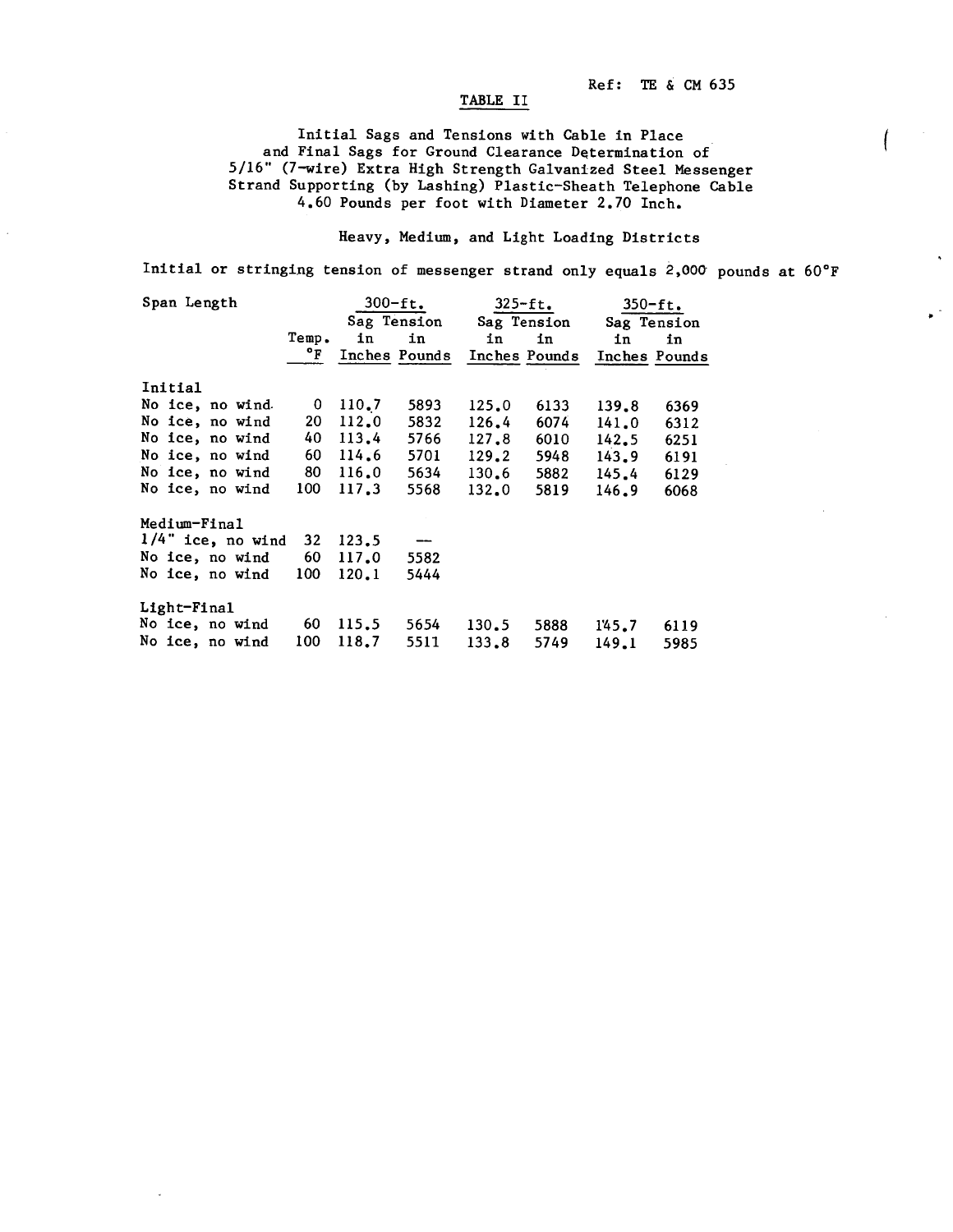Ref: TE & CM 635

## TABLE II

Initial Sags and Tensions with Cable in Place and Final Sags for Ground Clearance Determination of 5/16" (7-wire) Extra High Strength Galvanized Steel Messenger Strand Supporting (by Lashing) Plastic-Sheath Telephone Cable 4.60 Pounds per foot with Diameter 2.70 Inch.

Heavy, Medium, and Light Loading Districts

Initial or stringing tension of messenger strand only equals 2,000 pounds at 60°F

| Span Length | | 300-ft. | | 325-ft. | | 350-ft. | |
|---|---|---|---|---|---|---|---|
| | Temp. °F | Sag in Inches | Tension in Pounds | Sag in Inches | Tension in Pounds | Sag in Inches | Tension in Pounds |
| **Initial** | | | | | | | |
| No ice, no wind | 0 | 110.7 | 5893 | 125.0 | 6133 | 139.8 | 6369 |
| No ice, no wind | 20 | 112.0 | 5832 | 126.4 | 6074 | 141.0 | 6312 |
| No ice, no wind | 40 | 113.4 | 5766 | 127.8 | 6010 | 142.5 | 6251 |
| No ice, no wind | 60 | 114.6 | 5701 | 129.2 | 5948 | 143.9 | 6191 |
| No ice, no wind | 80 | 116.0 | 5634 | 130.6 | 5882 | 145.4 | 6129 |
| No ice, no wind | 100 | 117.3 | 5568 | 132.0 | 5819 | 146.9 | 6068 |
| **Medium-Final** | | | | | | | |
| 1/4" ice, no wind | 32 | 123.5 | — | | | | |
| No ice, no wind | 60 | 117.0 | 5582 | | | | |
| No ice, no wind | 100 | 120.1 | 5444 | | | | |
| **Light-Final** | | | | | | | |
| No ice, no wind | 60 | 115.5 | 5654 | 130.5 | 5888 | 145.7 | 6119 |
| No ice, no wind | 100 | 118.7 | 5511 | 133.8 | 5749 | 149.1 | 5985 |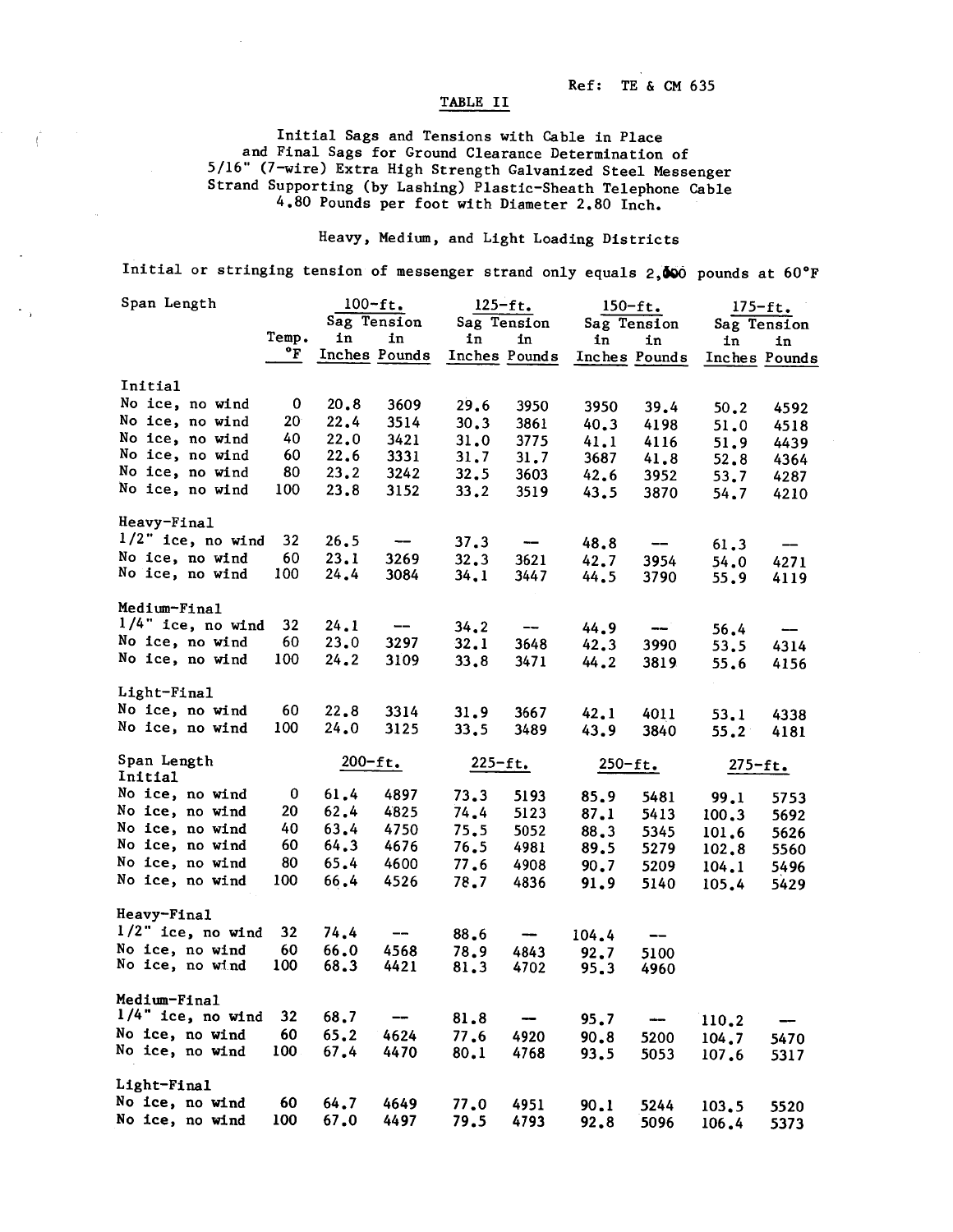Ref: TE & CM 635

TABLE II

Initial Sags and Tensions with Cable in Place and Final Sags for Ground Clearance Determination of 5/16" (7-wire) Extra High Strength Galvanized Steel Messenger Strand Supporting (by Lashing) Plastic-Sheath Telephone Cable 4.80 Pounds per foot with Diameter 2.80 Inch.

Heavy, Medium, and Light Loading Districts

Initial or stringing tension of messenger strand only equals 2,000 pounds at 60°F

| Span Length | | 100-ft. | | 125-ft. | | 150-ft. | | 175-ft. | |
|---|---|---|---|---|---|---|---|---|---|
| | Temp. °F | Sag in Inches | Tension in Pounds | Sag in Inches | Tension in Pounds | Sag in Inches | Tension in Pounds | Sag in Inches | Tension in Pounds |
| **Initial** | | | | | | | | | |
| No ice, no wind | 0 | 20.8 | 3609 | 29.6 | 3950 | 3950 | 39.4 | 50.2 | 4592 |
| No ice, no wind | 20 | 22.4 | 3514 | 30.3 | 3861 | 40.3 | 4198 | 51.0 | 4518 |
| No ice, no wind | 40 | 22.0 | 3421 | 31.0 | 3775 | 41.1 | 4116 | 51.9 | 4439 |
| No ice, no wind | 60 | 22.6 | 3331 | 31.7 | 31.7 | 3687 | 41.8 | 52.8 | 4364 |
| No ice, no wind | 80 | 23.2 | 3242 | 32.5 | 3603 | 42.6 | 3952 | 53.7 | 4287 |
| No ice, no wind | 100 | 23.8 | 3152 | 33.2 | 3519 | 43.5 | 3870 | 54.7 | 4210 |
| **Heavy-Final** | | | | | | | | | |
| 1/2" ice, no wind | 32 | 26.5 | — | 37.3 | — | 48.8 | — | 61.3 | — |
| No ice, no wind | 60 | 23.1 | 3269 | 32.3 | 3621 | 42.7 | 3954 | 54.0 | 4271 |
| No ice, no wind | 100 | 24.4 | 3084 | 34.1 | 3447 | 44.5 | 3790 | 55.9 | 4119 |
| **Medium-Final** | | | | | | | | | |
| 1/4" ice, no wind | 32 | 24.1 | — | 34.2 | — | 44.9 | — | 56.4 | — |
| No ice, no wind | 60 | 23.0 | 3297 | 32.1 | 3648 | 42.3 | 3990 | 53.5 | 4314 |
| No ice, no wind | 100 | 24.2 | 3109 | 33.8 | 3471 | 44.2 | 3819 | 55.6 | 4156 |
| **Light-Final** | | | | | | | | | |
| No ice, no wind | 60 | 22.8 | 3314 | 31.9 | 3667 | 42.1 | 4011 | 53.1 | 4338 |
| No ice, no wind | 100 | 24.0 | 3125 | 33.5 | 3489 | 43.9 | 3840 | 55.2 | 4181 |
| **Span Length** | | 200-ft. | | 225-ft. | | 250-ft. | | 275-ft. | |
| **Initial** | | | | | | | | | |
| No ice, no wind | 0 | 61.4 | 4897 | 73.3 | 5193 | 85.9 | 5481 | 99.1 | 5753 |
| No ice, no wind | 20 | 62.4 | 4825 | 74.4 | 5123 | 87.1 | 5413 | 100.3 | 5692 |
| No ice, no wind | 40 | 63.4 | 4750 | 75.5 | 5052 | 88.3 | 5345 | 101.6 | 5626 |
| No ice, no wind | 60 | 64.3 | 4676 | 76.5 | 4981 | 89.5 | 5279 | 102.8 | 5560 |
| No ice, no wind | 80 | 65.4 | 4600 | 77.6 | 4908 | 90.7 | 5209 | 104.1 | 5496 |
| No ice, no wind | 100 | 66.4 | 4526 | 78.7 | 4836 | 91.9 | 5140 | 105.4 | 5429 |
| **Heavy-Final** | | | | | | | | | |
| 1/2" ice, no wind | 32 | 74.4 | — | 88.6 | — | 104.4 | — | | |
| No ice, no wind | 60 | 66.0 | 4568 | 78.9 | 4843 | 92.7 | 5100 | | |
| No ice, no wind | 100 | 68.3 | 4421 | 81.3 | 4702 | 95.3 | 4960 | | |
| **Medium-Final** | | | | | | | | | |
| 1/4" ice, no wind | 32 | 68.7 | — | 81.8 | — | 95.7 | — | 110.2 | — |
| No ice, no wind | 60 | 65.2 | 4624 | 77.6 | 4920 | 90.8 | 5200 | 104.7 | 5470 |
| No ice, no wind | 100 | 67.4 | 4470 | 80.1 | 4768 | 93.5 | 5053 | 107.6 | 5317 |
| **Light-Final** | | | | | | | | | |
| No ice, no wind | 60 | 64.7 | 4649 | 77.0 | 4951 | 90.1 | 5244 | 103.5 | 5520 |
| No ice, no wind | 100 | 67.0 | 4497 | 79.5 | 4793 | 92.8 | 5096 | 106.4 | 5373 |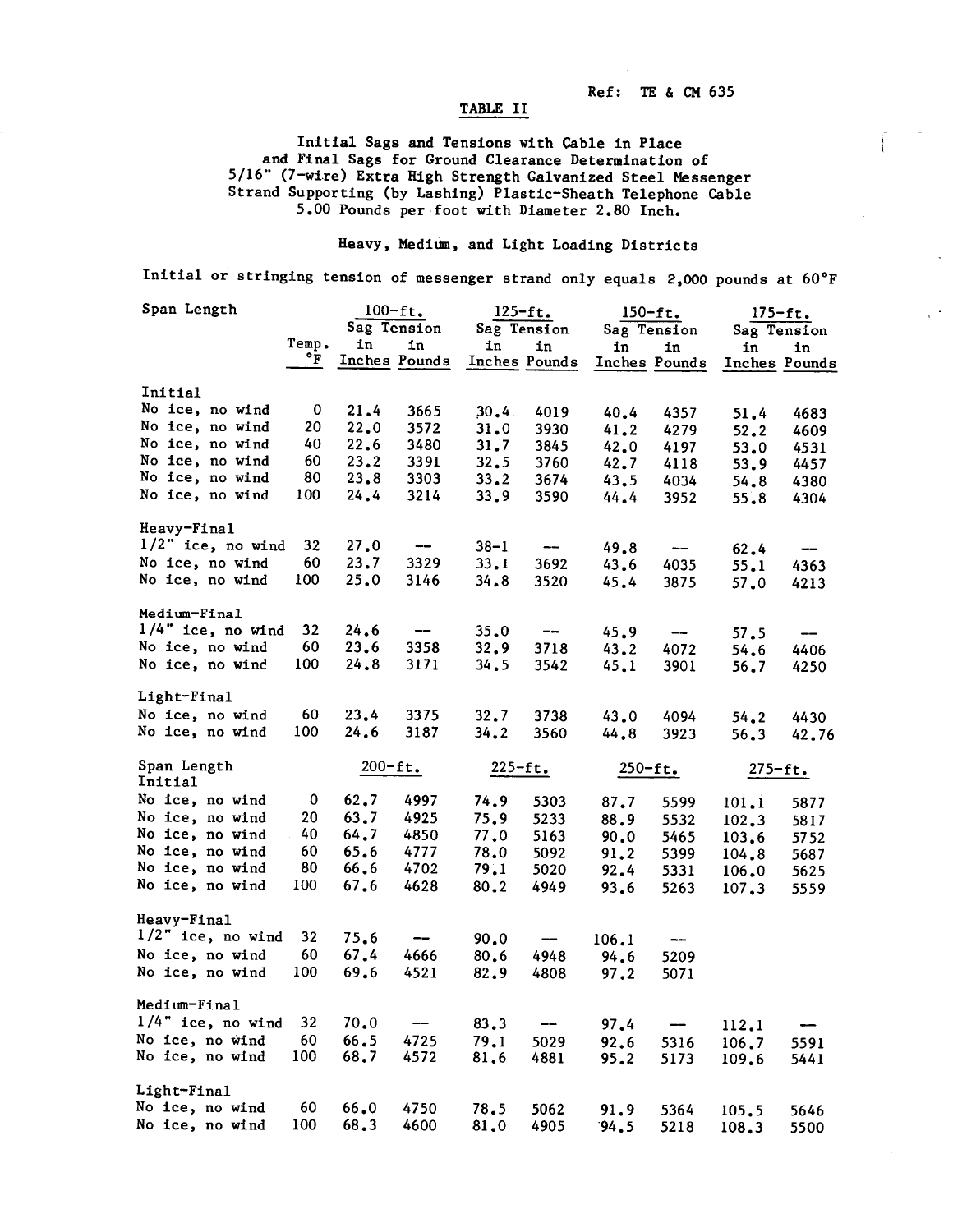Ref: TE & CM 635

## TABLE II

Initial Sags and Tensions with Cable in Place and Final Sags for Ground Clearance Determination of 5/16" (7-wire) Extra High Strength Galvanized Steel Messenger Strand Supporting (by Lashing) Plastic-Sheath Telephone Cable 5.00 Pounds per foot with Diameter 2.80 Inch.

Heavy, Medium, and Light Loading Districts

Initial or stringing tension of messenger strand only equals 2,000 pounds at 60°F

| Span Length | Temp. °F | 100-ft. Sag in Inches | 100-ft. Tension in Pounds | 125-ft. Sag in Inches | 125-ft. Tension in Pounds | 150-ft. Sag in Inches | 150-ft. Tension in Pounds | 175-ft. Sag in Inches | 175-ft. Tension in Pounds |
|---|---|---|---|---|---|---|---|---|---|
| **Initial** | | | | | | | | | |
| No ice, no wind | 0 | 21.4 | 3665 | 30.4 | 4019 | 40.4 | 4357 | 51.4 | 4683 |
| No ice, no wind | 20 | 22.0 | 3572 | 31.0 | 3930 | 41.2 | 4279 | 52.2 | 4609 |
| No ice, no wind | 40 | 22.6 | 3480 | 31.7 | 3845 | 42.0 | 4197 | 53.0 | 4531 |
| No ice, no wind | 60 | 23.2 | 3391 | 32.5 | 3760 | 42.7 | 4118 | 53.9 | 4457 |
| No ice, no wind | 80 | 23.8 | 3303 | 33.2 | 3674 | 43.5 | 4034 | 54.8 | 4380 |
| No ice, no wind | 100 | 24.4 | 3214 | 33.9 | 3590 | 44.4 | 3952 | 55.8 | 4304 |
| **Heavy-Final** | | | | | | | | | |
| 1/2" ice, no wind | 32 | 27.0 | -- | 38-1 | -- | 49.8 | -- | 62.4 | -- |
| No ice, no wind | 60 | 23.7 | 3329 | 33.1 | 3692 | 43.6 | 4035 | 55.1 | 4363 |
| No ice, no wind | 100 | 25.0 | 3146 | 34.8 | 3520 | 45.4 | 3875 | 57.0 | 4213 |
| **Medium-Final** | | | | | | | | | |
| 1/4" ice, no wind | 32 | 24.6 | -- | 35.0 | -- | 45.9 | -- | 57.5 | -- |
| No ice, no wind | 60 | 23.6 | 3358 | 32.9 | 3718 | 43.2 | 4072 | 54.6 | 4406 |
| No ice, no wind | 100 | 24.8 | 3171 | 34.5 | 3542 | 45.1 | 3901 | 56.7 | 4250 |
| **Light-Final** | | | | | | | | | |
| No ice, no wind | 60 | 23.4 | 3375 | 32.7 | 3738 | 43.0 | 4094 | 54.2 | 4430 |
| No ice, no wind | 100 | 24.6 | 3187 | 34.2 | 3560 | 44.8 | 3923 | 56.3 | 42.76 |

| Span Length | Temp. °F | 200-ft. Sag in Inches | 200-ft. Tension in Pounds | 225-ft. Sag in Inches | 225-ft. Tension in Pounds | 250-ft. Sag in Inches | 250-ft. Tension in Pounds | 275-ft. Sag in Inches | 275-ft. Tension in Pounds |
|---|---|---|---|---|---|---|---|---|---|
| **Initial** | | | | | | | | | |
| No ice, no wind | 0 | 62.7 | 4997 | 74.9 | 5303 | 87.7 | 5599 | 101.1 | 5877 |
| No ice, no wind | 20 | 63.7 | 4925 | 75.9 | 5233 | 88.9 | 5532 | 102.3 | 5817 |
| No ice, no wind | 40 | 64.7 | 4850 | 77.0 | 5163 | 90.0 | 5465 | 103.6 | 5752 |
| No ice, no wind | 60 | 65.6 | 4777 | 78.0 | 5092 | 91.2 | 5399 | 104.8 | 5687 |
| No ice, no wind | 80 | 66.6 | 4702 | 79.1 | 5020 | 92.4 | 5331 | 106.0 | 5625 |
| No ice, no wind | 100 | 67.6 | 4628 | 80.2 | 4949 | 93.6 | 5263 | 107.3 | 5559 |
| **Heavy-Final** | | | | | | | | | |
| 1/2" ice, no wind | 32 | 75.6 | -- | 90.0 | -- | 106.1 | -- | | |
| No ice, no wind | 60 | 67.4 | 4666 | 80.6 | 4948 | 94.6 | 5209 | | |
| No ice, no wind | 100 | 69.6 | 4521 | 82.9 | 4808 | 97.2 | 5071 | | |
| **Medium-Final** | | | | | | | | | |
| 1/4" ice, no wind | 32 | 70.0 | -- | 83.3 | -- | 97.4 | -- | 112.1 | -- |
| No ice, no wind | 60 | 66.5 | 4725 | 79.1 | 5029 | 92.6 | 5316 | 106.7 | 5591 |
| No ice, no wind | 100 | 68.7 | 4572 | 81.6 | 4881 | 95.2 | 5173 | 109.6 | 5441 |
| **Light-Final** | | | | | | | | | |
| No ice, no wind | 60 | 66.0 | 4750 | 78.5 | 5062 | 91.9 | 5364 | 105.5 | 5646 |
| No ice, no wind | 100 | 68.3 | 4600 | 81.0 | 4905 | 94.5 | 5218 | 108.3 | 5500 |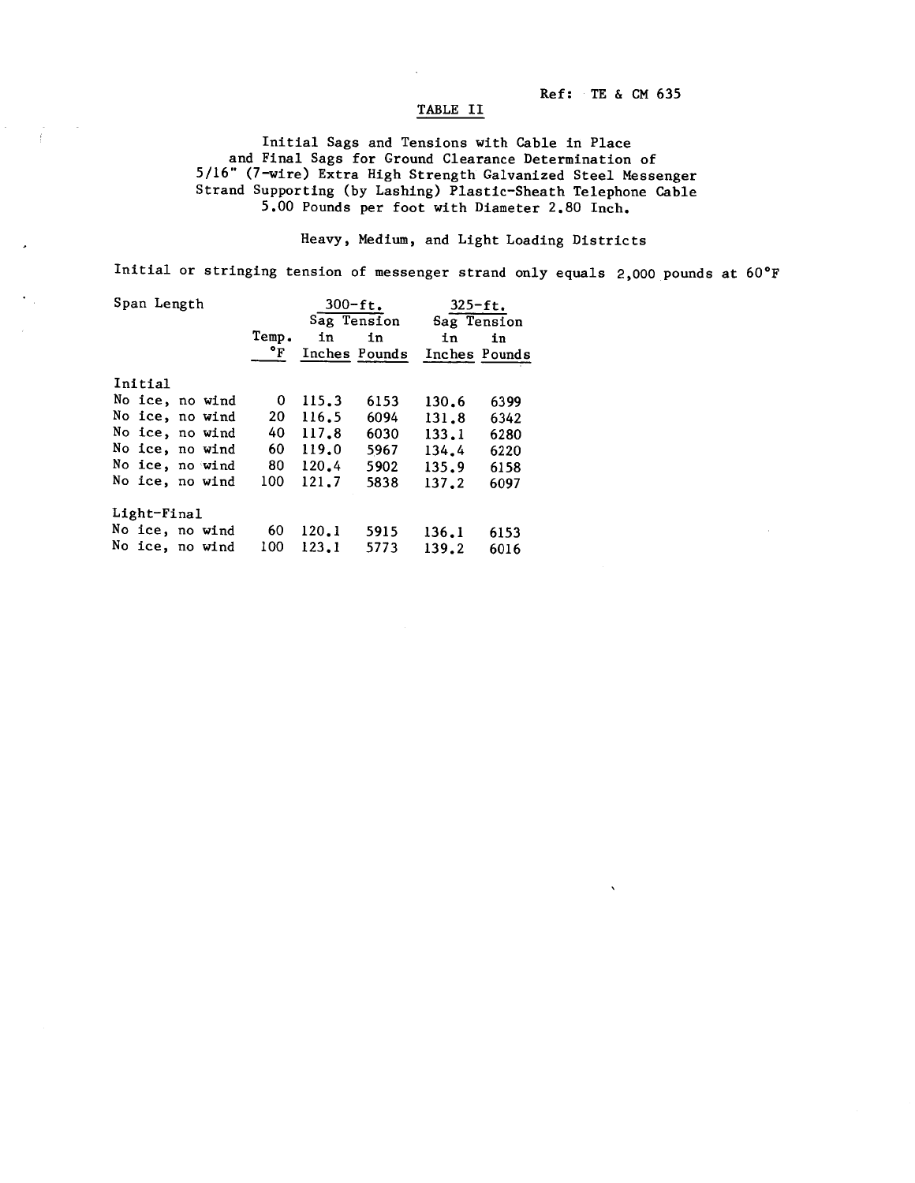Ref: TE & CM 635

# TABLE II

Initial Sags and Tensions with Cable in Place and Final Sags for Ground Clearance Determination of 5/16" (7-wire) Extra High Strength Galvanized Steel Messenger Strand Supporting (by Lashing) Plastic-Sheath Telephone Cable 5.00 Pounds per foot with Diameter 2.80 Inch.

Heavy, Medium, and Light Loading Districts

Initial or stringing tension of messenger strand only equals 2,000 pounds at 60°F

| Span Length | | 300-ft. | | 325-ft. | |
|---|---|---|---|---|---|
| | Temp. °F | Sag in Inches | Tension in Pounds | Sag in Inches | Tension in Pounds |
| **Initial** | | | | | |
| No ice, no wind | 0 | 115.3 | 6153 | 130.6 | 6399 |
| No ice, no wind | 20 | 116.5 | 6094 | 131.8 | 6342 |
| No ice, no wind | 40 | 117.8 | 6030 | 133.1 | 6280 |
| No ice, no wind | 60 | 119.0 | 5967 | 134.4 | 6220 |
| No ice, no wind | 80 | 120.4 | 5902 | 135.9 | 6158 |
| No ice, no wind | 100 | 121.7 | 5838 | 137.2 | 6097 |
| **Light-Final** | | | | | |
| No ice, no wind | 60 | 120.1 | 5915 | 136.1 | 6153 |
| No ice, no wind | 100 | 123.1 | 5773 | 139.2 | 6016 |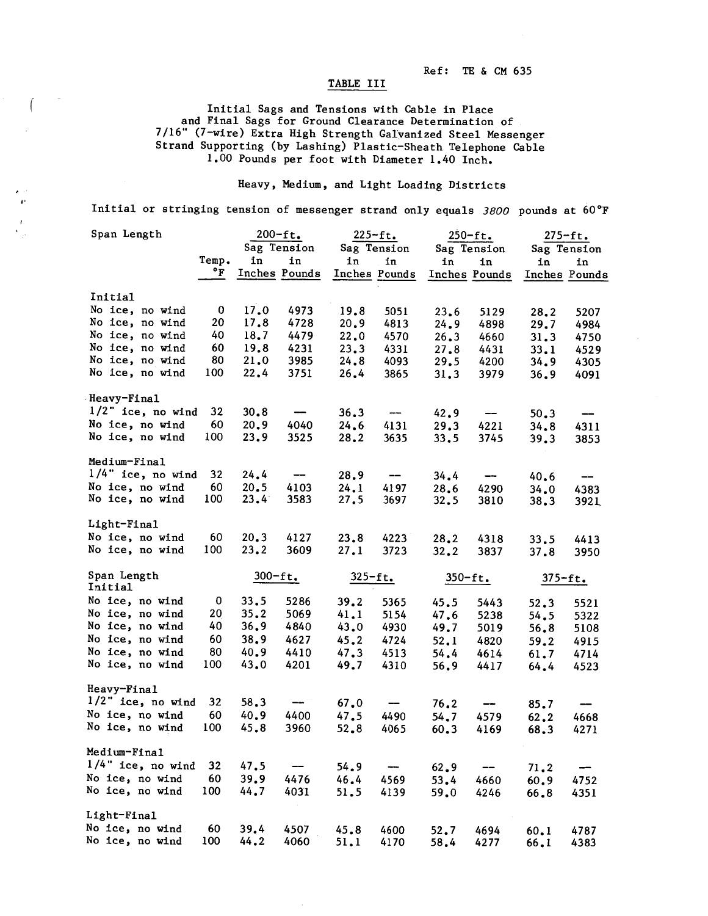Ref: TE & CM 635

# TABLE III

Initial Sags and Tensions with Cable in Place and Final Sags for Ground Clearance Determination of 7/16" (7-wire) Extra High Strength Galvanized Steel Messenger Strand Supporting (by Lashing) Plastic-Sheath Telephone Cable 1.00 Pounds per foot with Diameter 1.40 Inch.

Heavy, Medium, and Light Loading Districts

Initial or stringing tension of messenger strand only equals *3800* pounds at 60°F

| Span Length | Temp. °F | 200-ft. Sag in Inches | 200-ft. Tension in Pounds | 225-ft. Sag in Inches | 225-ft. Tension in Pounds | 250-ft. Sag in Inches | 250-ft. Tension in Pounds | 275-ft. Sag in Inches | 275-ft. Tension in Pounds |
|---|---|---|---|---|---|---|---|---|---|
| **Initial** | | | | | | | | | |
| No ice, no wind | 0 | 17.0 | 4973 | 19.8 | 5051 | 23.6 | 5129 | 28.2 | 5207 |
| No ice, no wind | 20 | 17.8 | 4728 | 20.9 | 4813 | 24.9 | 4898 | 29.7 | 4984 |
| No ice, no wind | 40 | 18.7 | 4479 | 22.0 | 4570 | 26.3 | 4660 | 31.3 | 4750 |
| No ice, no wind | 60 | 19.8 | 4231 | 23.3 | 4331 | 27.8 | 4431 | 33.1 | 4529 |
| No ice, no wind | 80 | 21.0 | 3985 | 24.8 | 4093 | 29.5 | 4200 | 34.9 | 4305 |
| No ice, no wind | 100 | 22.4 | 3751 | 26.4 | 3865 | 31.3 | 3979 | 36.9 | 4091 |
| **Heavy-Final** | | | | | | | | | |
| 1/2" ice, no wind | 32 | 30.8 | — | 36.3 | — | 42.9 | — | 50.3 | — |
| No ice, no wind | 60 | 20.9 | 4040 | 24.6 | 4131 | 29.3 | 4221 | 34.8 | 4311 |
| No ice, no wind | 100 | 23.9 | 3525 | 28.2 | 3635 | 33.5 | 3745 | 39.3 | 3853 |
| **Medium-Final** | | | | | | | | | |
| 1/4" ice, no wind | 32 | 24.4 | — | 28.9 | — | 34.4 | — | 40.6 | — |
| No ice, no wind | 60 | 20.5 | 4103 | 24.1 | 4197 | 28.6 | 4290 | 34.0 | 4383 |
| No ice, no wind | 100 | 23.4 | 3583 | 27.5 | 3697 | 32.5 | 3810 | 38.3 | 3921 |
| **Light-Final** | | | | | | | | | |
| No ice, no wind | 60 | 20.3 | 4127 | 23.8 | 4223 | 28.2 | 4318 | 33.5 | 4413 |
| No ice, no wind | 100 | 23.2 | 3609 | 27.1 | 3723 | 32.2 | 3837 | 37.8 | 3950 |

| Span Length | Temp. °F | 300-ft. Sag in Inches | 300-ft. Tension in Pounds | 325-ft. Sag in Inches | 325-ft. Tension in Pounds | 350-ft. Sag in Inches | 350-ft. Tension in Pounds | 375-ft. Sag in Inches | 375-ft. Tension in Pounds |
|---|---|---|---|---|---|---|---|---|---|
| **Initial** | | | | | | | | | |
| No ice, no wind | 0 | 33.5 | 5286 | 39.2 | 5365 | 45.5 | 5443 | 52.3 | 5521 |
| No ice, no wind | 20 | 35.2 | 5069 | 41.1 | 5154 | 47.6 | 5238 | 54.5 | 5322 |
| No ice, no wind | 40 | 36.9 | 4840 | 43.0 | 4930 | 49.7 | 5019 | 56.8 | 5108 |
| No ice, no wind | 60 | 38.9 | 4627 | 45.2 | 4724 | 52.1 | 4820 | 59.2 | 4915 |
| No ice, no wind | 80 | 40.9 | 4410 | 47.3 | 4513 | 54.4 | 4614 | 61.7 | 4714 |
| No ice, no wind | 100 | 43.0 | 4201 | 49.7 | 4310 | 56.9 | 4417 | 64.4 | 4523 |
| **Heavy-Final** | | | | | | | | | |
| 1/2" ice, no wind | 32 | 58.3 | — | 67.0 | — | 76.2 | — | 85.7 | — |
| No ice, no wind | 60 | 40.9 | 4400 | 47.5 | 4490 | 54.7 | 4579 | 62.2 | 4668 |
| No ice, no wind | 100 | 45.8 | 3960 | 52.8 | 4065 | 60.3 | 4169 | 68.3 | 4271 |
| **Medium-Final** | | | | | | | | | |
| 1/4" ice, no wind | 32 | 47.5 | — | 54.9 | — | 62.9 | — | 71.2 | — |
| No ice, no wind | 60 | 39.9 | 4476 | 46.4 | 4569 | 53.4 | 4660 | 60.9 | 4752 |
| No ice, no wind | 100 | 44.7 | 4031 | 51.5 | 4139 | 59.0 | 4246 | 66.8 | 4351 |
| **Light-Final** | | | | | | | | | |
| No ice, no wind | 60 | 39.4 | 4507 | 45.8 | 4600 | 52.7 | 4694 | 60.1 | 4787 |
| No ice, no wind | 100 | 44.2 | 4060 | 51.1 | 4170 | 58.4 | 4277 | 66.1 | 4383 |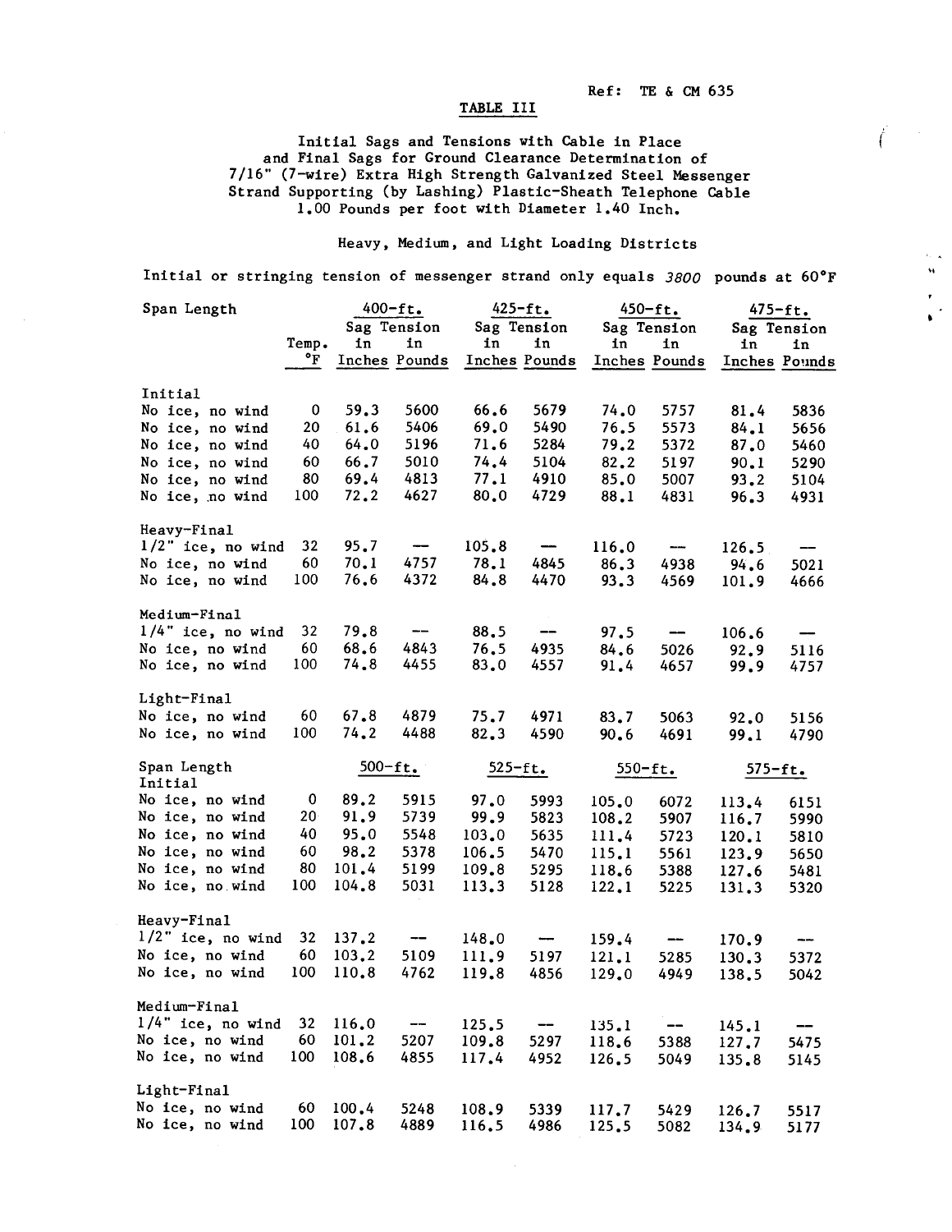Ref: TE & CM 635

## TABLE III

Initial Sags and Tensions with Cable in Place
and Final Sags for Ground Clearance Determination of
7/16" (7-wire) Extra High Strength Galvanized Steel Messenger
Strand Supporting (by Lashing) Plastic-Sheath Telephone Cable
1.00 Pounds per foot with Diameter 1.40 Inch.

Heavy, Medium, and Light Loading Districts

Initial or stringing tension of messenger strand only equals *3800* pounds at 60°F

| Span Length | | 400-ft. | | 425-ft. | | 450-ft. | | 475-ft. | |
|---|---|---|---|---|---|---|---|---|---|
| | Temp. °F | Sag in Inches | Tension in Pounds | Sag in Inches | Tension in Pounds | Sag in Inches | Tension in Pounds | Sag in Inches | Tension in Pounds |
| **Initial** | | | | | | | | | |
| No ice, no wind | 0 | 59.3 | 5600 | 66.6 | 5679 | 74.0 | 5757 | 81.4 | 5836 |
| No ice, no wind | 20 | 61.6 | 5406 | 69.0 | 5490 | 76.5 | 5573 | 84.1 | 5656 |
| No ice, no wind | 40 | 64.0 | 5196 | 71.6 | 5284 | 79.2 | 5372 | 87.0 | 5460 |
| No ice, no wind | 60 | 66.7 | 5010 | 74.4 | 5104 | 82.2 | 5197 | 90.1 | 5290 |
| No ice, no wind | 80 | 69.4 | 4813 | 77.1 | 4910 | 85.0 | 5007 | 93.2 | 5104 |
| No ice, no wind | 100 | 72.2 | 4627 | 80.0 | 4729 | 88.1 | 4831 | 96.3 | 4931 |
| **Heavy-Final** | | | | | | | | | |
| 1/2" ice, no wind | 32 | 95.7 | — | 105.8 | — | 116.0 | — | 126.5 | — |
| No ice, no wind | 60 | 70.1 | 4757 | 78.1 | 4845 | 86.3 | 4938 | 94.6 | 5021 |
| No ice, no wind | 100 | 76.6 | 4372 | 84.8 | 4470 | 93.3 | 4569 | 101.9 | 4666 |
| **Medium-Final** | | | | | | | | | |
| 1/4" ice, no wind | 32 | 79.8 | — | 88.5 | — | 97.5 | — | 106.6 | — |
| No ice, no wind | 60 | 68.6 | 4843 | 76.5 | 4935 | 84.6 | 5026 | 92.9 | 5116 |
| No ice, no wind | 100 | 74.8 | 4455 | 83.0 | 4557 | 91.4 | 4657 | 99.9 | 4757 |
| **Light-Final** | | | | | | | | | |
| No ice, no wind | 60 | 67.8 | 4879 | 75.7 | 4971 | 83.7 | 5063 | 92.0 | 5156 |
| No ice, no wind | 100 | 74.2 | 4488 | 82.3 | 4590 | 90.6 | 4691 | 99.1 | 4790 |
| **Span Length** | | 500-ft. | | 525-ft. | | 550-ft. | | 575-ft. | |
| **Initial** | | | | | | | | | |
| No ice, no wind | 0 | 89.2 | 5915 | 97.0 | 5993 | 105.0 | 6072 | 113.4 | 6151 |
| No ice, no wind | 20 | 91.9 | 5739 | 99.9 | 5823 | 108.2 | 5907 | 116.7 | 5990 |
| No ice, no wind | 40 | 95.0 | 5548 | 103.0 | 5635 | 111.4 | 5723 | 120.1 | 5810 |
| No ice, no wind | 60 | 98.2 | 5378 | 106.5 | 5470 | 115.1 | 5561 | 123.9 | 5650 |
| No ice, no wind | 80 | 101.4 | 5199 | 109.8 | 5295 | 118.6 | 5388 | 127.6 | 5481 |
| No ice, no wind | 100 | 104.8 | 5031 | 113.3 | 5128 | 122.1 | 5225 | 131.3 | 5320 |
| **Heavy-Final** | | | | | | | | | |
| 1/2" ice, no wind | 32 | 137.2 | — | 148.0 | — | 159.4 | — | 170.9 | — |
| No ice, no wind | 60 | 103.2 | 5109 | 111.9 | 5197 | 121.1 | 5285 | 130.3 | 5372 |
| No ice, no wind | 100 | 110.8 | 4762 | 119.8 | 4856 | 129.0 | 4949 | 138.5 | 5042 |
| **Medium-Final** | | | | | | | | | |
| 1/4" ice, no wind | 32 | 116.0 | — | 125.5 | — | 135.1 | — | 145.1 | — |
| No ice, no wind | 60 | 101.2 | 5207 | 109.8 | 5297 | 118.6 | 5388 | 127.7 | 5475 |
| No ice, no wind | 100 | 108.6 | 4855 | 117.4 | 4952 | 126.5 | 5049 | 135.8 | 5145 |
| **Light-Final** | | | | | | | | | |
| No ice, no wind | 60 | 100.4 | 5248 | 108.9 | 5339 | 117.7 | 5429 | 126.7 | 5517 |
| No ice, no wind | 100 | 107.8 | 4889 | 116.5 | 4986 | 125.5 | 5082 | 134.9 | 5177 |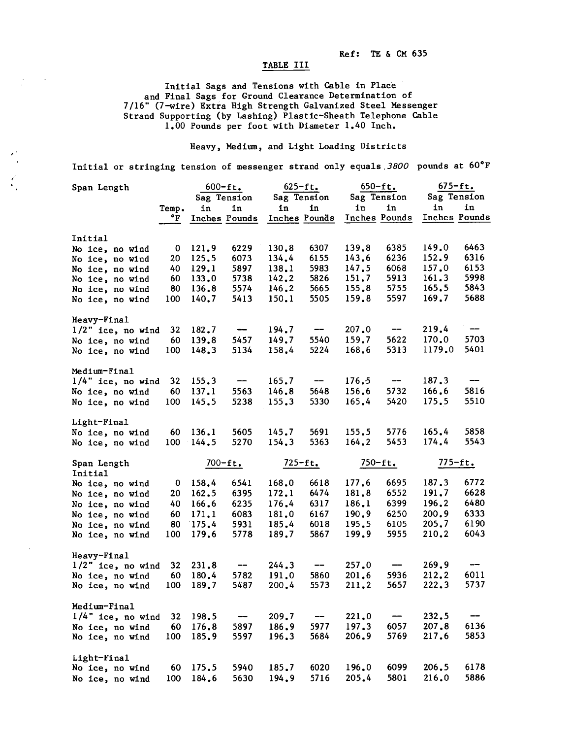Ref: TE & CM 635

TABLE III

Initial Sags and Tensions with Cable in Place and Final Sags for Ground Clearance Determination of 7/16" (7-wire) Extra High Strength Galvanized Steel Messenger Strand Supporting (by Lashing) Plastic-Sheath Telephone Cable 1.00 Pounds per foot with Diameter 1.40 Inch.

Heavy, Medium, and Light Loading Districts

Initial or stringing tension of messenger strand only equals 3800 pounds at 60°F

| Span Length | | 600-ft. | | 625-ft. | | 650-ft. | | 675-ft. | |
|---|---|---|---|---|---|---|---|---|---|
| | Temp. °F | Sag in Inches | Tension in Pounds | Sag in Inches | Tension in Pounds | Sag in Inches | Tension in Pounds | Sag in Inches | Tension in Pounds |
| **Initial** | | | | | | | | | |
| No ice, no wind | 0 | 121.9 | 6229 | 130.8 | 6307 | 139.8 | 6385 | 149.0 | 6463 |
| No ice, no wind | 20 | 125.5 | 6073 | 134.4 | 6155 | 143.6 | 6236 | 152.9 | 6316 |
| No ice, no wind | 40 | 129.1 | 5897 | 138.1 | 5983 | 147.5 | 6068 | 157.0 | 6153 |
| No ice, no wind | 60 | 133.0 | 5738 | 142.2 | 5826 | 151.7 | 5913 | 161.3 | 5998 |
| No ice, no wind | 80 | 136.8 | 5574 | 146.2 | 5665 | 155.8 | 5755 | 165.5 | 5843 |
| No ice, no wind | 100 | 140.7 | 5413 | 150.1 | 5505 | 159.8 | 5597 | 169.7 | 5688 |
| **Heavy-Final** | | | | | | | | | |
| 1/2" ice, no wind | 32 | 182.7 | -- | 194.7 | -- | 207.0 | -- | 219.4 | -- |
| No ice, no wind | 60 | 139.8 | 5457 | 149.7 | 5540 | 159.7 | 5622 | 170.0 | 5703 |
| No ice, no wind | 100 | 148.3 | 5134 | 158.4 | 5224 | 168.6 | 5313 | 1179.0 | 5401 |
| **Medium-Final** | | | | | | | | | |
| 1/4" ice, no wind | 32 | 155.3 | -- | 165.7 | -- | 176.5 | -- | 187.3 | -- |
| No ice, no wind | 60 | 137.1 | 5563 | 146.8 | 5648 | 156.6 | 5732 | 166.6 | 5816 |
| No ice, no wind | 100 | 145.5 | 5238 | 155.3 | 5330 | 165.4 | 5420 | 175.5 | 5510 |
| **Light-Final** | | | | | | | | | |
| No ice, no wind | 60 | 136.1 | 5605 | 145.7 | 5691 | 155.5 | 5776 | 165.4 | 5858 |
| No ice, no wind | 100 | 144.5 | 5270 | 154.3 | 5363 | 164.2 | 5453 | 174.4 | 5543 |

| Span Length | | 700-ft. | | 725-ft. | | 750-ft. | | 775-ft. | |
|---|---|---|---|---|---|---|---|---|---|
| **Initial** | | | | | | | | | |
| No ice, no wind | 0 | 158.4 | 6541 | 168.0 | 6618 | 177.6 | 6695 | 187.3 | 6772 |
| No ice, no wind | 20 | 162.5 | 6395 | 172.1 | 6474 | 181.8 | 6552 | 191.7 | 6628 |
| No ice, no wind | 40 | 166.6 | 6235 | 176.4 | 6317 | 186.1 | 6399 | 196.2 | 6480 |
| No ice, no wind | 60 | 171.1 | 6083 | 181.0 | 6167 | 190.9 | 6250 | 200.9 | 6333 |
| No ice, no wind | 80 | 175.4 | 5931 | 185.4 | 6018 | 195.5 | 6105 | 205.7 | 6190 |
| No ice, no wind | 100 | 179.6 | 5778 | 189.7 | 5867 | 199.9 | 5955 | 210.2 | 6043 |
| **Heavy-Final** | | | | | | | | | |
| 1/2" ice, no wind | 32 | 231.8 | -- | 244.3 | -- | 257.0 | -- | 269.9 | -- |
| No ice, no wind | 60 | 180.4 | 5782 | 191.0 | 5860 | 201.6 | 5936 | 212.2 | 6011 |
| No ice, no wind | 100 | 189.7 | 5487 | 200.4 | 5573 | 211.2 | 5657 | 222.3 | 5737 |
| **Medium-Final** | | | | | | | | | |
| 1/4" ice, no wind | 32 | 198.5 | -- | 209.7 | -- | 221.0 | -- | 232.5 | -- |
| No ice, no wind | 60 | 176.8 | 5897 | 186.9 | 5977 | 197.3 | 6057 | 207.8 | 6136 |
| No ice, no wind | 100 | 185.9 | 5597 | 196.3 | 5684 | 206.9 | 5769 | 217.6 | 5853 |
| **Light-Final** | | | | | | | | | |
| No ice, no wind | 60 | 175.5 | 5940 | 185.7 | 6020 | 196.0 | 6099 | 206.5 | 6178 |
| No ice, no wind | 100 | 184.6 | 5630 | 194.9 | 5716 | 205.4 | 5801 | 216.0 | 5886 |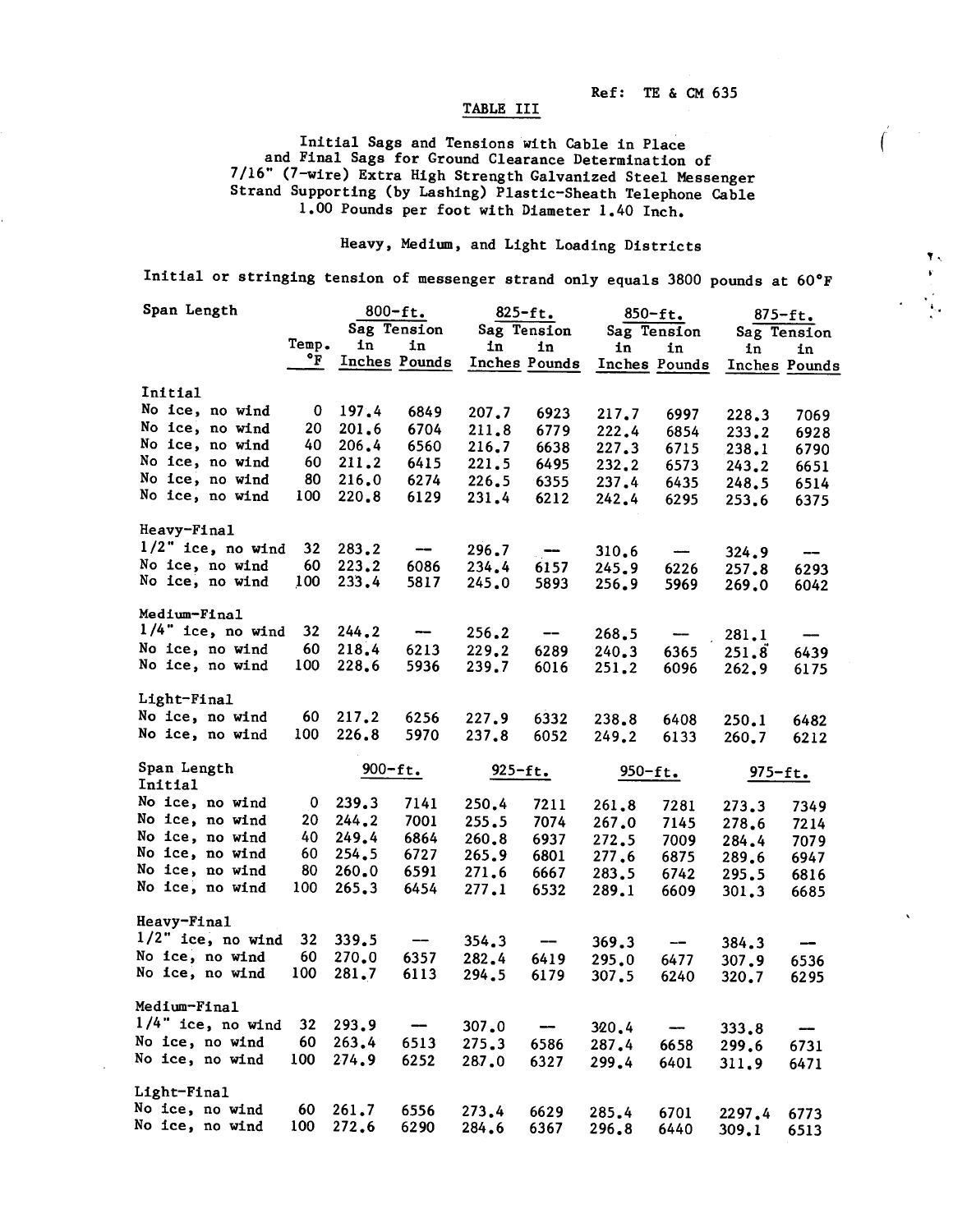Ref: TE & CM 635

## TABLE III

Initial Sags and Tensions with Cable in Place and Final Sags for Ground Clearance Determination of 7/16" (7-wire) Extra High Strength Galvanized Steel Messenger Strand Supporting (by Lashing) Plastic-Sheath Telephone Cable 1.00 Pounds per foot with Diameter 1.40 Inch.

Heavy, Medium, and Light Loading Districts

Initial or stringing tension of messenger strand only equals 3800 pounds at 60°F

| Span Length | Temp. °F | 800-ft. Sag in Inches | 800-ft. Tension in Pounds | 825-ft. Sag in Inches | 825-ft. Tension in Pounds | 850-ft. Sag in Inches | 850-ft. Tension in Pounds | 875-ft. Sag in Inches | 875-ft. Tension in Pounds |
|---|---|---|---|---|---|---|---|---|---|
| **Initial** | | | | | | | | | |
| No ice, no wind | 0 | 197.4 | 6849 | 207.7 | 6923 | 217.7 | 6997 | 228.3 | 7069 |
| No ice, no wind | 20 | 201.6 | 6704 | 211.8 | 6779 | 222.4 | 6854 | 233.2 | 6928 |
| No ice, no wind | 40 | 206.4 | 6560 | 216.7 | 6638 | 227.3 | 6715 | 238.1 | 6790 |
| No ice, no wind | 60 | 211.2 | 6415 | 221.5 | 6495 | 232.2 | 6573 | 243.2 | 6651 |
| No ice, no wind | 80 | 216.0 | 6274 | 226.5 | 6355 | 237.4 | 6435 | 248.5 | 6514 |
| No ice, no wind | 100 | 220.8 | 6129 | 231.4 | 6212 | 242.4 | 6295 | 253.6 | 6375 |
| **Heavy-Final** | | | | | | | | | |
| 1/2" ice, no wind | 32 | 283.2 | — | 296.7 | — | 310.6 | — | 324.9 | — |
| No ice, no wind | 60 | 223.2 | 6086 | 234.4 | 6157 | 245.9 | 6226 | 257.8 | 6293 |
| No ice, no wind | 100 | 233.4 | 5817 | 245.0 | 5893 | 256.9 | 5969 | 269.0 | 6042 |
| **Medium-Final** | | | | | | | | | |
| 1/4" ice, no wind | 32 | 244.2 | — | 256.2 | — | 268.5 | — | 281.1 | — |
| No ice, no wind | 60 | 218.4 | 6213 | 229.2 | 6289 | 240.3 | 6365 | 251.8 | 6439 |
| No ice, no wind | 100 | 228.6 | 5936 | 239.7 | 6016 | 251.2 | 6096 | 262.9 | 6175 |
| **Light-Final** | | | | | | | | | |
| No ice, no wind | 60 | 217.2 | 6256 | 227.9 | 6332 | 238.8 | 6408 | 250.1 | 6482 |
| No ice, no wind | 100 | 226.8 | 5970 | 237.8 | 6052 | 249.2 | 6133 | 260.7 | 6212 |

| Span Length | Temp. °F | 900-ft. Sag in Inches | 900-ft. Tension in Pounds | 925-ft. Sag in Inches | 925-ft. Tension in Pounds | 950-ft. Sag in Inches | 950-ft. Tension in Pounds | 975-ft. Sag in Inches | 975-ft. Tension in Pounds |
|---|---|---|---|---|---|---|---|---|---|
| **Initial** | | | | | | | | | |
| No ice, no wind | 0 | 239.3 | 7141 | 250.4 | 7211 | 261.8 | 7281 | 273.3 | 7349 |
| No ice, no wind | 20 | 244.2 | 7001 | 255.5 | 7074 | 267.0 | 7145 | 278.6 | 7214 |
| No ice, no wind | 40 | 249.4 | 6864 | 260.8 | 6937 | 272.5 | 7009 | 284.4 | 7079 |
| No ice, no wind | 60 | 254.5 | 6727 | 265.9 | 6801 | 277.6 | 6875 | 289.6 | 6947 |
| No ice, no wind | 80 | 260.0 | 6591 | 271.6 | 6667 | 283.5 | 6742 | 295.5 | 6816 |
| No ice, no wind | 100 | 265.3 | 6454 | 277.1 | 6532 | 289.1 | 6609 | 301.3 | 6685 |
| **Heavy-Final** | | | | | | | | | |
| 1/2" ice, no wind | 32 | 339.5 | — | 354.3 | — | 369.3 | — | 384.3 | — |
| No ice, no wind | 60 | 270.0 | 6357 | 282.4 | 6419 | 295.0 | 6477 | 307.9 | 6536 |
| No ice, no wind | 100 | 281.7 | 6113 | 294.5 | 6179 | 307.5 | 6240 | 320.7 | 6295 |
| **Medium-Final** | | | | | | | | | |
| 1/4" ice, no wind | 32 | 293.9 | — | 307.0 | — | 320.4 | — | 333.8 | — |
| No ice, no wind | 60 | 263.4 | 6513 | 275.3 | 6586 | 287.4 | 6658 | 299.6 | 6731 |
| No ice, no wind | 100 | 274.9 | 6252 | 287.0 | 6327 | 299.4 | 6401 | 311.9 | 6471 |
| **Light-Final** | | | | | | | | | |
| No ice, no wind | 60 | 261.7 | 6556 | 273.4 | 6629 | 285.4 | 6701 | 2297.4 | 6773 |
| No ice, no wind | 100 | 272.6 | 6290 | 284.6 | 6367 | 296.8 | 6440 | 309.1 | 6513 |